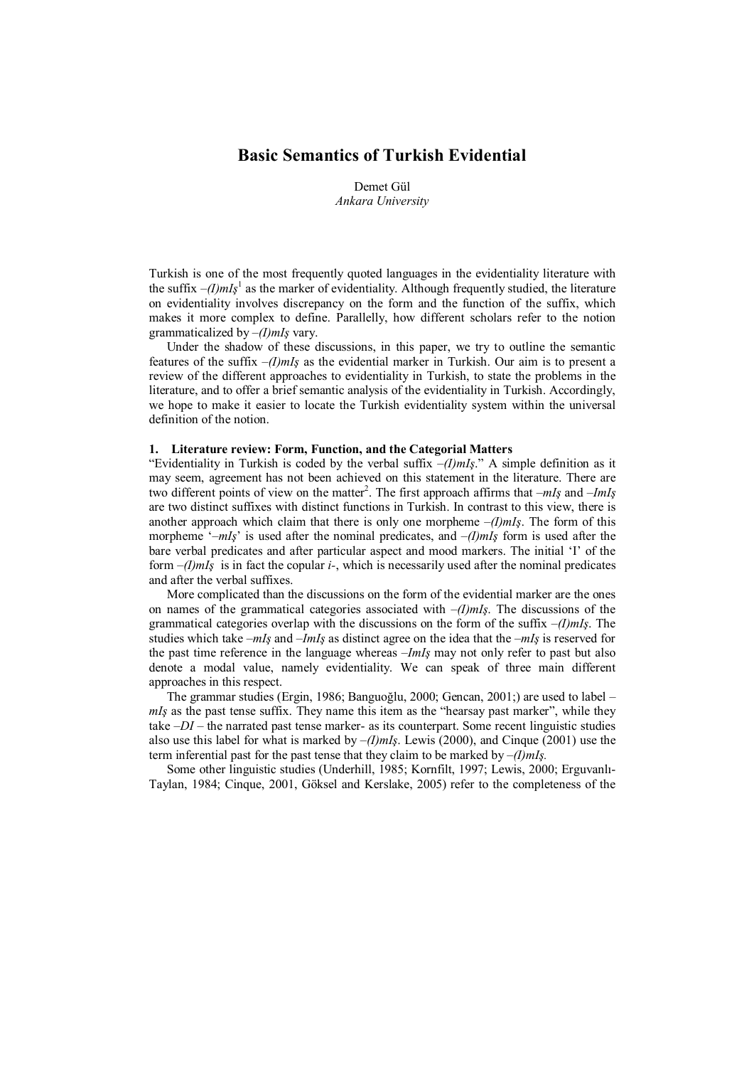# Basic Semantics of Turkish Evidential

Demet Gül
*Ankara University*

Turkish is one of the most frequently quoted languages in the evidentiality literature with the suffix *–(I)mIş*[1] as the marker of evidentiality. Although frequently studied, the literature on evidentiality involves discrepancy on the form and the function of the suffix, which makes it more complex to define. Parallelly, how different scholars refer to the notion grammaticalized by *–(I)mIş* vary.

Under the shadow of these discussions, in this paper, we try to outline the semantic features of the suffix *–(I)mIş* as the evidential marker in Turkish. Our aim is to present a review of the different approaches to evidentiality in Turkish, to state the problems in the literature, and to offer a brief semantic analysis of the evidentiality in Turkish. Accordingly, we hope to make it easier to locate the Turkish evidentiality system within the universal definition of the notion.

## 1. Literature review: Form, Function, and the Categorial Matters

"Evidentiality in Turkish is coded by the verbal suffix *–(I)mIş*." A simple definition as it may seem, agreement has not been achieved on this statement in the literature. There are two different points of view on the matter[2]. The first approach affirms that *–mIş* and *–ImIş* are two distinct suffixes with distinct functions in Turkish. In contrast to this view, there is another approach which claim that there is only one morpheme *–(I)mIş*. The form of this morpheme '*–mIş*' is used after the nominal predicates, and *–(I)mIş* form is used after the bare verbal predicates and after particular aspect and mood markers. The initial 'I' of the form *–(I)mIş* is in fact the copular *i-*, which is necessarily used after the nominal predicates and after the verbal suffixes.

More complicated than the discussions on the form of the evidential marker are the ones on names of the grammatical categories associated with *–(I)mIş*. The discussions of the grammatical categories overlap with the discussions on the form of the suffix *–(I)mIş*. The studies which take *–mIş* and *–ImIş* as distinct agree on the idea that the *–mIş* is reserved for the past time reference in the language whereas *–ImIş* may not only refer to past but also denote a modal value, namely evidentiality. We can speak of three main different approaches in this respect.

The grammar studies (Ergin, 1986; Banguoğlu, 2000; Gencan, 2001;) are used to label *–mIş* as the past tense suffix. They name this item as the "hearsay past marker", while they take *–DI* – the narrated past tense marker- as its counterpart. Some recent linguistic studies also use this label for what is marked by *–(I)mIş*. Lewis (2000), and Cinque (2001) use the term inferential past for the past tense that they claim to be marked by *–(I)mIş.*

Some other linguistic studies (Underhill, 1985; Kornfilt, 1997; Lewis, 2000; Erguvanlı-Taylan, 1984; Cinque, 2001, Göksel and Kerslake, 2005) refer to the completeness of the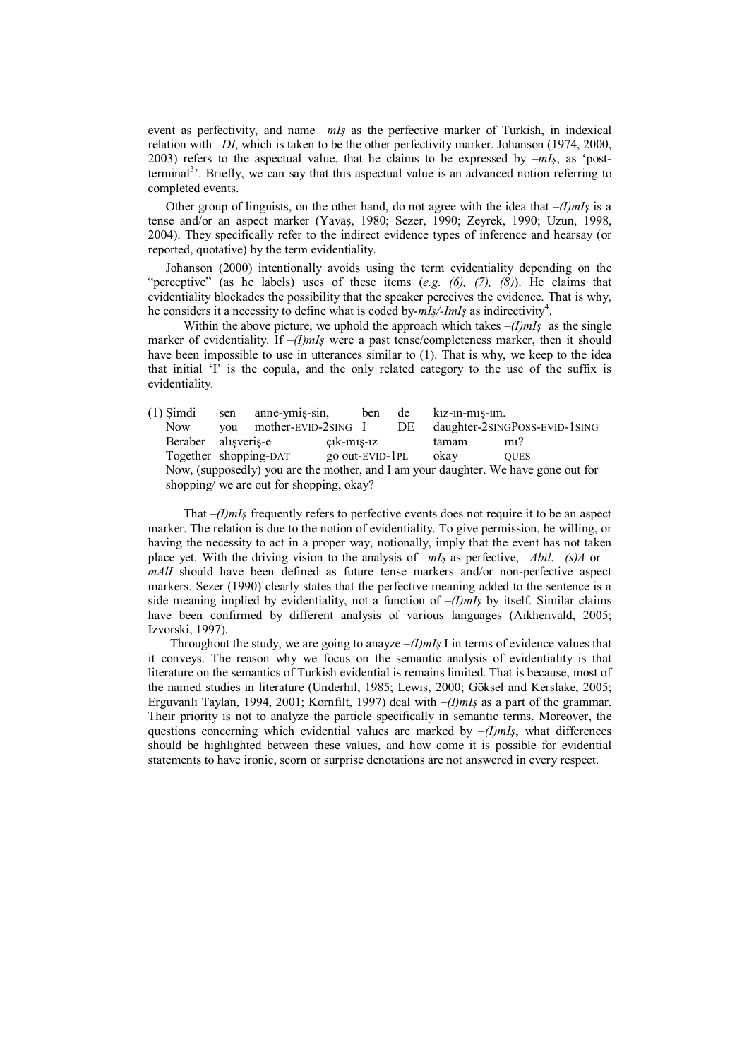event as perfectivity, and name *–mIş* as the perfective marker of Turkish, in indexical relation with *–DI*, which is taken to be the other perfectivity marker. Johanson (1974, 2000, 2003) refers to the aspectual value, that he claims to be expressed by *–mIş*, as 'post-terminal[3]'. Briefly, we can say that this aspectual value is an advanced notion referring to completed events.

Other group of linguists, on the other hand, do not agree with the idea that *–(I)mIş* is a tense and/or an aspect marker (Yavaş, 1980; Sezer, 1990; Zeyrek, 1990; Uzun, 1998, 2004). They specifically refer to the indirect evidence types of inference and hearsay (or reported, quotative) by the term evidentiality.

Johanson (2000) intentionally avoids using the term evidentiality depending on the "perceptive" (as he labels) uses of these items (*e.g. (6), (7), (8)*). He claims that evidentiality blockades the possibility that the speaker perceives the evidence. That is why, he considers it a necessity to define what is coded by-*mIş/-ImIş* as indirectivity[4].

Within the above picture, we uphold the approach which takes *–(I)mIş* as the single marker of evidentiality. If *–(I)mIş* were a past tense/completeness marker, then it should have been impossible to use in utterances similar to (1). That is why, we keep to the idea that initial 'I' is the copula, and the only related category to the use of the suffix is evidentiality.

(1) Şimdi &nbsp; sen &nbsp; anne-ymiş-sin, &nbsp; ben &nbsp; de &nbsp; kız-ın-mış-ım.
&nbsp;&nbsp;&nbsp;&nbsp;Now &nbsp; you &nbsp; mother-EVID-2SING &nbsp; I &nbsp; DE &nbsp; daughter-2SINGPOSS-EVID-1SING
&nbsp;&nbsp;&nbsp;&nbsp;Beraber &nbsp; alışveriş-e &nbsp; çık-mış-ız &nbsp; tamam &nbsp; mı?
&nbsp;&nbsp;&nbsp;&nbsp;Together &nbsp; shopping-DAT &nbsp; go out-EVID-1PL &nbsp; okay &nbsp; QUES
&nbsp;&nbsp;&nbsp;&nbsp;Now, (supposedly) you are the mother, and I am your daughter. We have gone out for shopping/ we are out for shopping, okay?

That *–(I)mIş* frequently refers to perfective events does not require it to be an aspect marker. The relation is due to the notion of evidentiality. To give permission, be willing, or having the necessity to act in a proper way, notionally, imply that the event has not taken place yet. With the driving vision to the analysis of *–mIş* as perfective, *–Abil*, *–(s)A* or *–mAlI* should have been defined as future tense markers and/or non-perfective aspect markers. Sezer (1990) clearly states that the perfective meaning added to the sentence is a side meaning implied by evidentiality, not a function of *–(I)mIş* by itself. Similar claims have been confirmed by different analysis of various languages (Aikhenvald, 2005; Izvorski, 1997).

Throughout the study, we are going to anayze *–(I)mIş* I in terms of evidence values that it conveys. The reason why we focus on the semantic analysis of evidentiality is that literature on the semantics of Turkish evidential is remains limited. That is because, most of the named studies in literature (Underhil, 1985; Lewis, 2000; Göksel and Kerslake, 2005; Erguvanlı Taylan, 1994, 2001; Kornfilt, 1997) deal with *–(I)mIş* as a part of the grammar. Their priority is not to analyze the particle specifically in semantic terms. Moreover, the questions concerning which evidential values are marked by *–(I)mIş*, what differences should be highlighted between these values, and how come it is possible for evidential statements to have ironic, scorn or surprise denotations are not answered in every respect.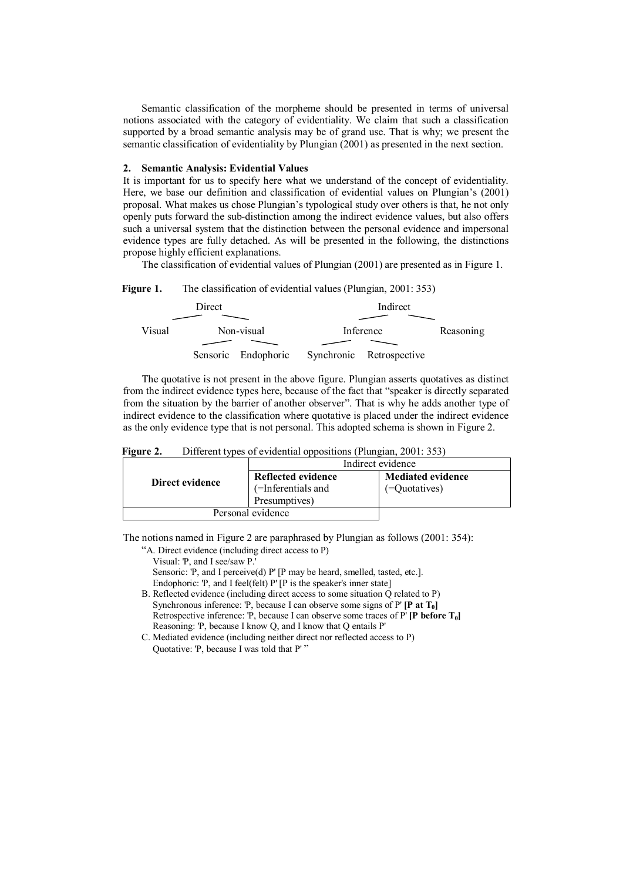Semantic classification of the morpheme should be presented in terms of universal notions associated with the category of evidentiality. We claim that such a classification supported by a broad semantic analysis may be of grand use. That is why; we present the semantic classification of evidentiality by Plungian (2001) as presented in the next section.

## 2. Semantic Analysis: Evidential Values

It is important for us to specify here what we understand of the concept of evidentiality. Here, we base our definition and classification of evidential values on Plungian's (2001) proposal. What makes us chose Plungian's typological study over others is that, he not only openly puts forward the sub-distinction among the indirect evidence values, but also offers such a universal system that the distinction between the personal evidence and impersonal evidence types are fully detached. As will be presented in the following, the distinctions propose highly efficient explanations.

The classification of evidential values of Plungian (2001) are presented as in Figure 1.

**Figure 1.** The classification of evidential values (Plungian, 2001: 353)

```
                 Direct                                   Indirect
              /         \                              /            \
         Visual       Non-visual                  Inference        Reasoning
                     /          \                /         \
                Sensoric    Endophoric     Synchronic   Retrospective
```

The quotative is not present in the above figure. Plungian asserts quotatives as distinct from the indirect evidence types here, because of the fact that "speaker is directly separated from the situation by the barrier of another observer". That is why he adds another type of indirect evidence to the classification where quotative is placed under the indirect evidence as the only evidence type that is not personal. This adopted schema is shown in Figure 2.

**Figure 2.** Different types of evidential oppositions (Plungian, 2001: 353)

| | Indirect evidence | |
|---|---|---|
| **Direct evidence** | **Reflected evidence** (=Inferentials and Presumptives) | **Mediated evidence** (=Quotatives) |
| Personal evidence | | |

The notions named in Figure 2 are paraphrased by Plungian as follows (2001: 354):

"A. Direct evidence (including direct access to P)
Visual: 'P, and I see/saw P.'
Sensoric: 'P, and I perceive(d) P' [P may be heard, smelled, tasted, etc.].
Endophoric: 'P, and I feel(felt) P' [P is the speaker's inner state]
B. Reflected evidence (including direct access to some situation Q related to P)
Synchronous inference: 'P, because I can observe some signs of P' **[P at $T_0$]**
Retrospective inference: 'P, because I can observe some traces of P' **[P before $T_0$]**
Reasoning: 'P, because I know Q, and I know that Q entails P'
C. Mediated evidence (including neither direct nor reflected access to P)
Quotative: 'P, because I was told that P' "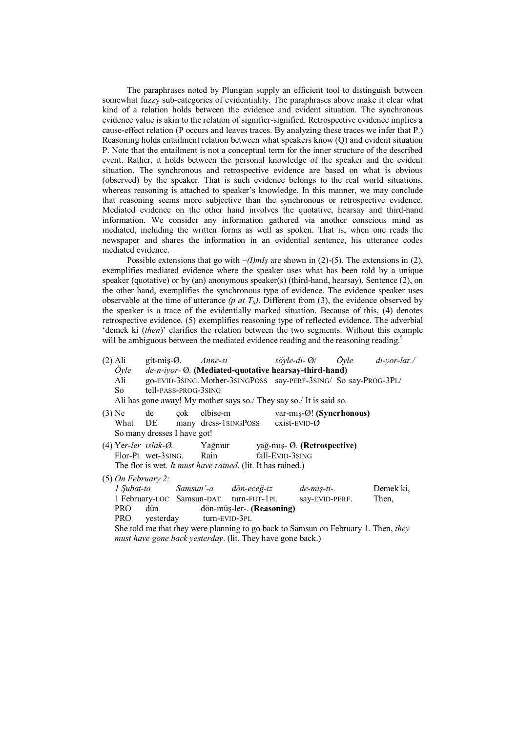The paraphrases noted by Plungian supply an efficient tool to distinguish between somewhat fuzzy sub-categories of evidentiality. The paraphrases above make it clear what kind of a relation holds between the evidence and evident situation. The synchronous evidence value is akin to the relation of signifier-signified. Retrospective evidence implies a cause-effect relation (P occurs and leaves traces. By analyzing these traces we infer that P.) Reasoning holds entailment relation between what speakers know (Q) and evident situation P. Note that the entailment is not a conceptual term for the inner structure of the described event. Rather, it holds between the personal knowledge of the speaker and the evident situation. The synchronous and retrospective evidence are based on what is obvious (observed) by the speaker. That is such evidence belongs to the real world situations, whereas reasoning is attached to speaker's knowledge. In this manner, we may conclude that reasoning seems more subjective than the synchronous or retrospective evidence. Mediated evidence on the other hand involves the quotative, hearsay and third-hand information. We consider any information gathered via another conscious mind as mediated, including the written forms as well as spoken. That is, when one reads the newspaper and shares the information in an evidential sentence, his utterance codes mediated evidence.

Possible extensions that go with *–(I)mIş* are shown in (2)-(5). The extensions in (2), exemplifies mediated evidence where the speaker uses what has been told by a unique speaker (quotative) or by (an) anonymous speaker(s) (third-hand, hearsay). Sentence (2), on the other hand, exemplifies the synchronous type of evidence. The evidence speaker uses observable at the time of utterance *(p at $T_0$)*. Different from (3), the evidence observed by the speaker is a trace of the evidentially marked situation. Because of this, (4) denotes retrospective evidence. (5) exemplifies reasoning type of reflected evidence. The adverbial 'demek ki (*then*)' clarifies the relation between the two segments. Without this example will be ambiguous between the mediated evidence reading and the reasoning reading.[5]

(2) Ali git-miş-Ø. *Anne-si söyle-di- Ø/ Öyle di-yor-lar./ Öyle de-n-iyor- Ø.* **(Mediated-quotative hearsay-third-hand)**
Ali go-EVID-3SING. Mother-3SINGPOSS say-PERF-3SING/ So say-PROG-3PL/ So tell-PASS-PROG-3SING
Ali has gone away! My mother says so./ They say so./ It is said so.

(3) Ne de çok elbise-m var-mış-Ø! **(Syncrhonous)**
What DE many dress-1SINGPOSS exist-EVID-Ø
So many dresses I have got!

(4) Ye*r-ler ıslak-Ø.* Yağmur yağ-mış- Ø. **(Retrospective)**
Flor-PL wet-3SING. Rain fall-EVID-3SING
The flor is wet. *It must have rained*. (lit. It has rained.)

(5) *On February 2:*
*1 Şubat-ta Samsun'-a dön-eceğ-iz de-miş-ti-.* Demek ki,
1 February-LOC Samsun-DAT turn-FUT-1PL say-EVID-PERF. Then,
PRO dün dön-müş-ler-. **(Reasoning)**
PRO yesterday turn-EVID-3PL
She told me that they were planning to go back to Samsun on February 1. Then, *they must have gone back yesterday*. (lit. They have gone back.)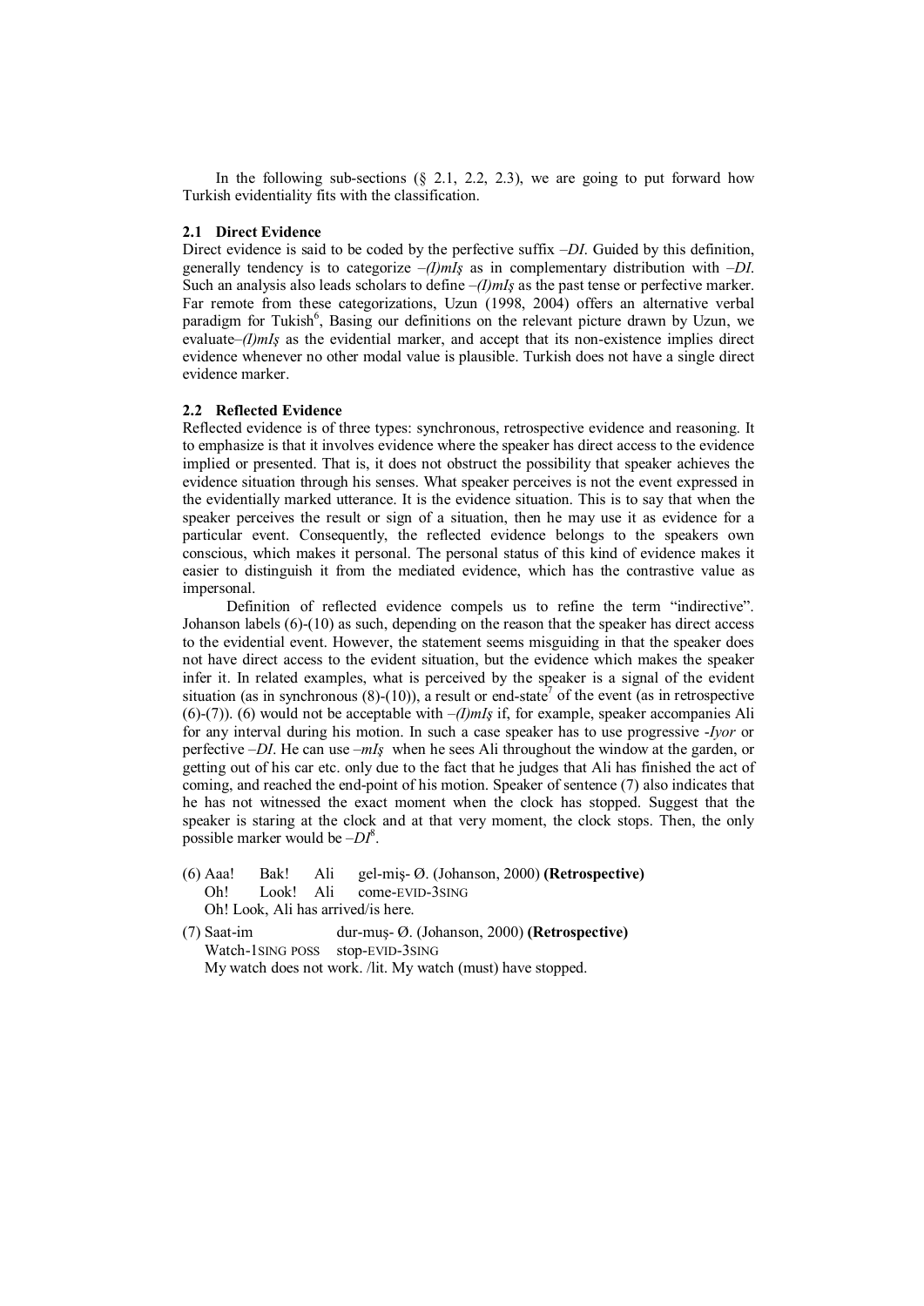In the following sub-sections (§ 2.1, 2.2, 2.3), we are going to put forward how Turkish evidentiality fits with the classification.

### 2.1 Direct Evidence

Direct evidence is said to be coded by the perfective suffix *–DI*. Guided by this definition, generally tendency is to categorize *–(I)mIş* as in complementary distribution with *–DI*. Such an analysis also leads scholars to define *–(I)mIş* as the past tense or perfective marker. Far remote from these categorizations, Uzun (1998, 2004) offers an alternative verbal paradigm for Tukish[6], Basing our definitions on the relevant picture drawn by Uzun, we evaluate*–(I)mIş* as the evidential marker, and accept that its non-existence implies direct evidence whenever no other modal value is plausible. Turkish does not have a single direct evidence marker.

### 2.2 Reflected Evidence

Reflected evidence is of three types: synchronous, retrospective evidence and reasoning. It to emphasize is that it involves evidence where the speaker has direct access to the evidence implied or presented. That is, it does not obstruct the possibility that speaker achieves the evidence situation through his senses. What speaker perceives is not the event expressed in the evidentially marked utterance. It is the evidence situation. This is to say that when the speaker perceives the result or sign of a situation, then he may use it as evidence for a particular event. Consequently, the reflected evidence belongs to the speakers own conscious, which makes it personal. The personal status of this kind of evidence makes it easier to distinguish it from the mediated evidence, which has the contrastive value as impersonal.

Definition of reflected evidence compels us to refine the term "indirective". Johanson labels (6)-(10) as such, depending on the reason that the speaker has direct access to the evidential event. However, the statement seems misguiding in that the speaker does not have direct access to the evident situation, but the evidence which makes the speaker infer it. In related examples, what is perceived by the speaker is a signal of the evident situation (as in synchronous (8)-(10)), a result or end-state[7] of the event (as in retrospective (6)-(7)). (6) would not be acceptable with *–(I)mIş* if, for example, speaker accompanies Ali for any interval during his motion. In such a case speaker has to use progressive *-Iyor* or perfective *–DI*. He can use *–mIş* when he sees Ali throughout the window at the garden, or getting out of his car etc. only due to the fact that he judges that Ali has finished the act of coming, and reached the end-point of his motion. Speaker of sentence (7) also indicates that he has not witnessed the exact moment when the clock has stopped. Suggest that the speaker is staring at the clock and at that very moment, the clock stops. Then, the only possible marker would be *–DI*[8].

(6) Aaa! Bak! Ali gel-miş- Ø. (Johanson, 2000) **(Retrospective)**
  Oh! Look! Ali come-EVID-3SING
  Oh! Look, Ali has arrived/is here.

(7) Saat-im dur-muş- Ø. (Johanson, 2000) **(Retrospective)**
  Watch-1SING POSS stop-EVID-3SING
  My watch does not work. /lit. My watch (must) have stopped.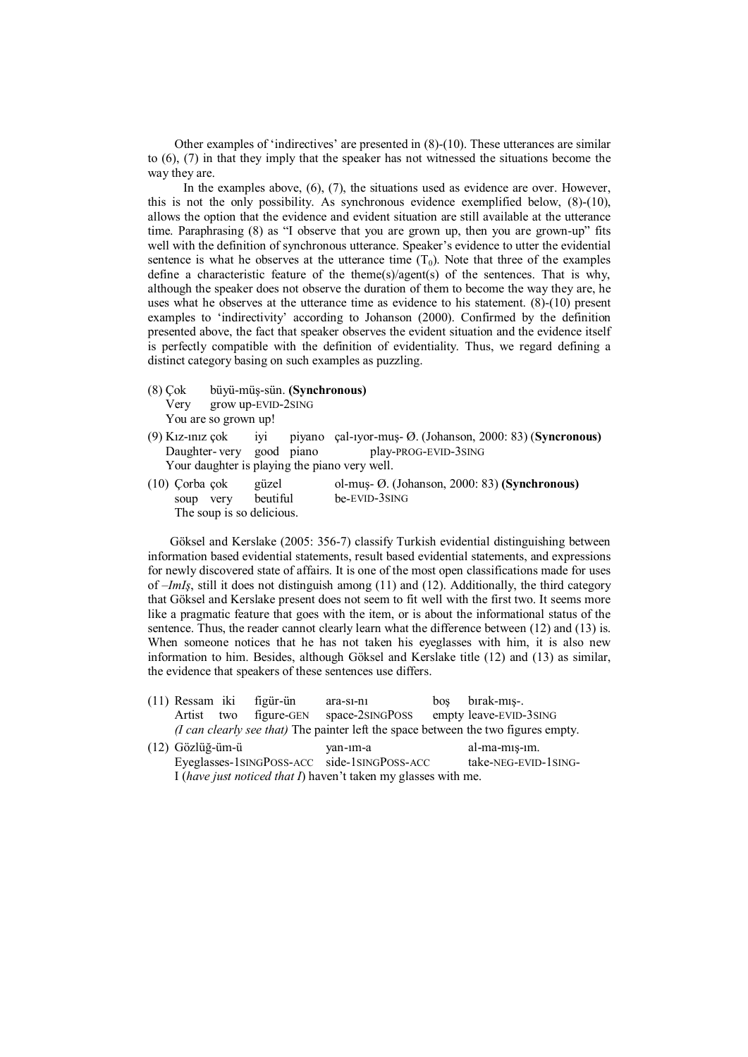Other examples of 'indirectives' are presented in (8)-(10). These utterances are similar to (6), (7) in that they imply that the speaker has not witnessed the situations become the way they are.

In the examples above, (6), (7), the situations used as evidence are over. However, this is not the only possibility. As synchronous evidence exemplified below, (8)-(10), allows the option that the evidence and evident situation are still available at the utterance time. Paraphrasing (8) as "I observe that you are grown up, then you are grown-up" fits well with the definition of synchronous utterance. Speaker's evidence to utter the evidential sentence is what he observes at the utterance time ($T_0$). Note that three of the examples define a characteristic feature of the theme(s)/agent(s) of the sentences. That is why, although the speaker does not observe the duration of them to become the way they are, he uses what he observes at the utterance time as evidence to his statement. (8)-(10) present examples to 'indirectivity' according to Johanson (2000). Confirmed by the definition presented above, the fact that speaker observes the evident situation and the evidence itself is perfectly compatible with the definition of evidentiality. Thus, we regard defining a distinct category basing on such examples as puzzling.

(8) Çok büyü-müş-sün. **(Synchronous)**
   Very grow up-EVID-2SING
   You are so grown up!

(9) Kız-ınız çok iyi piyano çal-ıyor-muş- Ø. (Johanson, 2000: 83) (**Syncronous**)
   Daughter- very good piano play-PROG-EVID-3SING
   Your daughter is playing the piano very well.

(10) Çorba çok güzel ol-muş- Ø. (Johanson, 2000: 83) **(Synchronous)**
   soup very beutiful be-EVID-3SING
   The soup is so delicious.

Göksel and Kerslake (2005: 356-7) classify Turkish evidential distinguishing between information based evidential statements, result based evidential statements, and expressions for newly discovered state of affairs. It is one of the most open classifications made for uses of *–ImIş*, still it does not distinguish among (11) and (12). Additionally, the third category that Göksel and Kerslake present does not seem to fit well with the first two. It seems more like a pragmatic feature that goes with the item, or is about the informational status of the sentence. Thus, the reader cannot clearly learn what the difference between (12) and (13) is. When someone notices that he has not taken his eyeglasses with him, it is also new information to him. Besides, although Göksel and Kerslake title (12) and (13) as similar, the evidence that speakers of these sentences use differs.

(11) Ressam iki figür-ün ara-sı-nı boş bırak-mış-.
   Artist two figure-GEN space-2SINGPOSS empty leave-EVID-3SING
   *(I can clearly see that)* The painter left the space between the two figures empty.

(12) Gözlüğ-üm-ü yan-ım-a al-ma-mış-ım.
   Eyeglasses-1SINGPOSS-ACC side-1SINGPOSS-ACC take-NEG-EVID-1SING-
   I (*have just noticed that I*) haven't taken my glasses with me.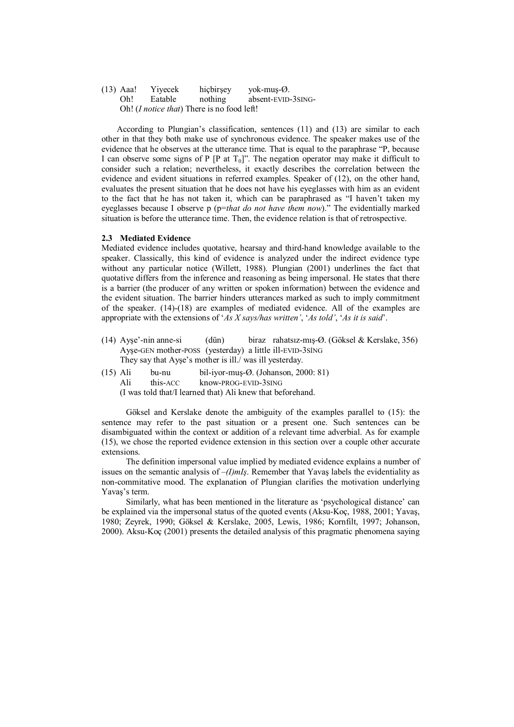(13) Aaa! Yiyecek hiçbirşey yok-muş-Ø.
    Oh! Eatable nothing absent-EVID-3SING-
    Oh! (*I notice that*) There is no food left!

According to Plungian's classification, sentences (11) and (13) are similar to each other in that they both make use of synchronous evidence. The speaker makes use of the evidence that he observes at the utterance time. That is equal to the paraphrase "P, because I can observe some signs of P [P at $T_0$]". The negation operator may make it difficult to consider such a relation; nevertheless, it exactly describes the correlation between the evidence and evident situations in referred examples. Speaker of (12), on the other hand, evaluates the present situation that he does not have his eyeglasses with him as an evident to the fact that he has not taken it, which can be paraphrased as "I haven't taken my eyeglasses because I observe p (p=*that do not have them now*)." The evidentially marked situation is before the utterance time. Then, the evidence relation is that of retrospective.

### 2.3 Mediated Evidence

Mediated evidence includes quotative, hearsay and third-hand knowledge available to the speaker. Classically, this kind of evidence is analyzed under the indirect evidence type without any particular notice (Willett, 1988). Plungian (2001) underlines the fact that quotative differs from the inference and reasoning as being impersonal. He states that there is a barrier (the producer of any written or spoken information) between the evidence and the evident situation. The barrier hinders utterances marked as such to imply commitment of the speaker. (14)-(18) are examples of mediated evidence. All of the examples are appropriate with the extensions of '*As X says/has written'*, '*As told'*, '*As it is said*'.

(14) Ayşe'-nin anne-si (dün) biraz rahatsız-mış-Ø. (Göksel & Kerslake, 356)
    Ayşe-GEN mother-POSS (yesterday) a little ill-EVID-3SİNG
    They say that Ayşe's mother is ill./ was ill yesterday.

(15) Ali bu-nu bil-iyor-muş-Ø. (Johanson, 2000: 81)
    Ali this-ACC know-PROG-EVID-3SING
    (I was told that/I learned that) Ali knew that beforehand.

Göksel and Kerslake denote the ambiguity of the examples parallel to (15): the sentence may refer to the past situation or a present one. Such sentences can be disambiguated within the context or addition of a relevant time adverbial. As for example (15), we chose the reported evidence extension in this section over a couple other accurate extensions.

The definition impersonal value implied by mediated evidence explains a number of issues on the semantic analysis of *–(I)mIş*. Remember that Yavaş labels the evidentiality as non-commitative mood. The explanation of Plungian clarifies the motivation underlying Yavaş's term.

Similarly, what has been mentioned in the literature as 'psychological distance' can be explained via the impersonal status of the quoted events (Aksu-Koç, 1988, 2001; Yavaş, 1980; Zeyrek, 1990; Göksel & Kerslake, 2005, Lewis, 1986; Kornfilt, 1997; Johanson, 2000). Aksu-Koç (2001) presents the detailed analysis of this pragmatic phenomena saying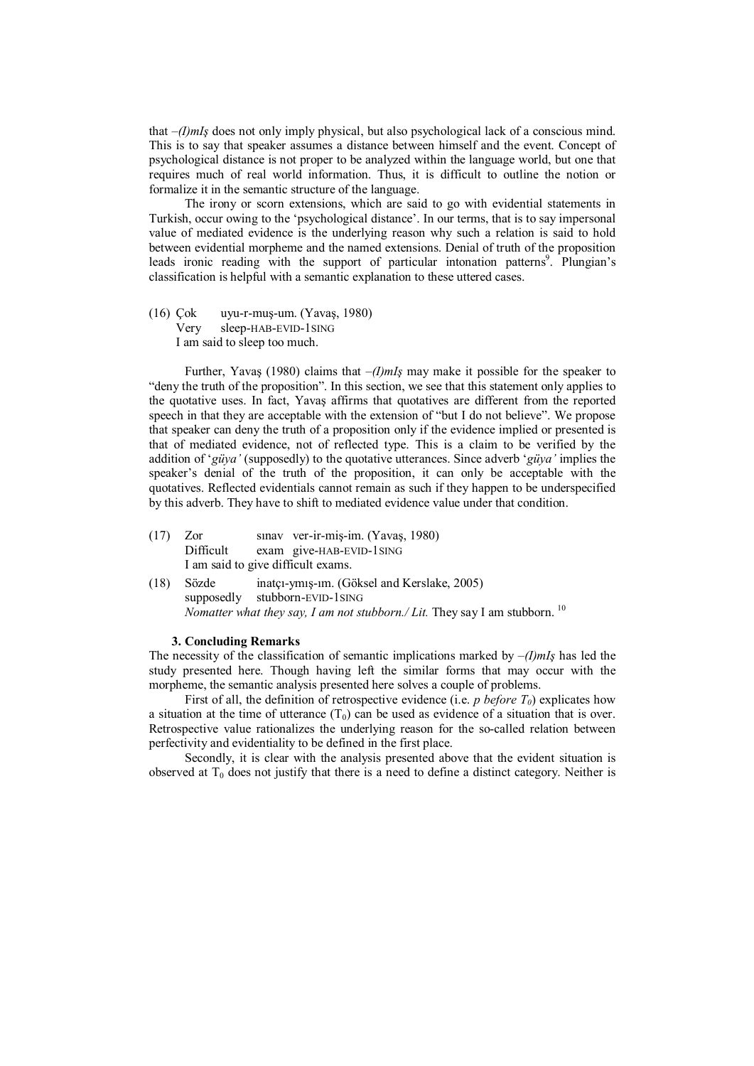that *–(I)mIş* does not only imply physical, but also psychological lack of a conscious mind. This is to say that speaker assumes a distance between himself and the event. Concept of psychological distance is not proper to be analyzed within the language world, but one that requires much of real world information. Thus, it is difficult to outline the notion or formalize it in the semantic structure of the language.

The irony or scorn extensions, which are said to go with evidential statements in Turkish, occur owing to the 'psychological distance'. In our terms, that is to say impersonal value of mediated evidence is the underlying reason why such a relation is said to hold between evidential morpheme and the named extensions. Denial of truth of the proposition leads ironic reading with the support of particular intonation patterns[9]. Plungian's classification is helpful with a semantic explanation to these uttered cases.

(16) Çok uyu-r-muş-um. (Yavaş, 1980)
Very sleep-HAB-EVID-1SING
I am said to sleep too much.

Further, Yavaş (1980) claims that *–(I)mIş* may make it possible for the speaker to "deny the truth of the proposition". In this section, we see that this statement only applies to the quotative uses. In fact, Yavaş affirms that quotatives are different from the reported speech in that they are acceptable with the extension of "but I do not believe". We propose that speaker can deny the truth of a proposition only if the evidence implied or presented is that of mediated evidence, not of reflected type. This is a claim to be verified by the addition of '*güya'* (supposedly) to the quotative utterances. Since adverb '*güya'* implies the speaker's denial of the truth of the proposition, it can only be acceptable with the quotatives. Reflected evidentials cannot remain as such if they happen to be underspecified by this adverb. They have to shift to mediated evidence value under that condition.

(17) Zor sınav ver-ir-miş-im. (Yavaş, 1980)
Difficult exam give-HAB-EVID-1SING
I am said to give difficult exams.

(18) Sözde inatçı-ymış-ım. (Göksel and Kerslake, 2005)
supposedly stubborn-EVID-1SING
*Nomatter what they say, I am not stubborn./ Lit.* They say I am stubborn. [10]

### 3. Concluding Remarks

The necessity of the classification of semantic implications marked by *–(I)mIş* has led the study presented here. Though having left the similar forms that may occur with the morpheme, the semantic analysis presented here solves a couple of problems.

First of all, the definition of retrospective evidence (i.e. *p before $T_0$*) explicates how a situation at the time of utterance ($T_0$) can be used as evidence of a situation that is over. Retrospective value rationalizes the underlying reason for the so-called relation between perfectivity and evidentiality to be defined in the first place.

Secondly, it is clear with the analysis presented above that the evident situation is observed at $T_0$ does not justify that there is a need to define a distinct category. Neither is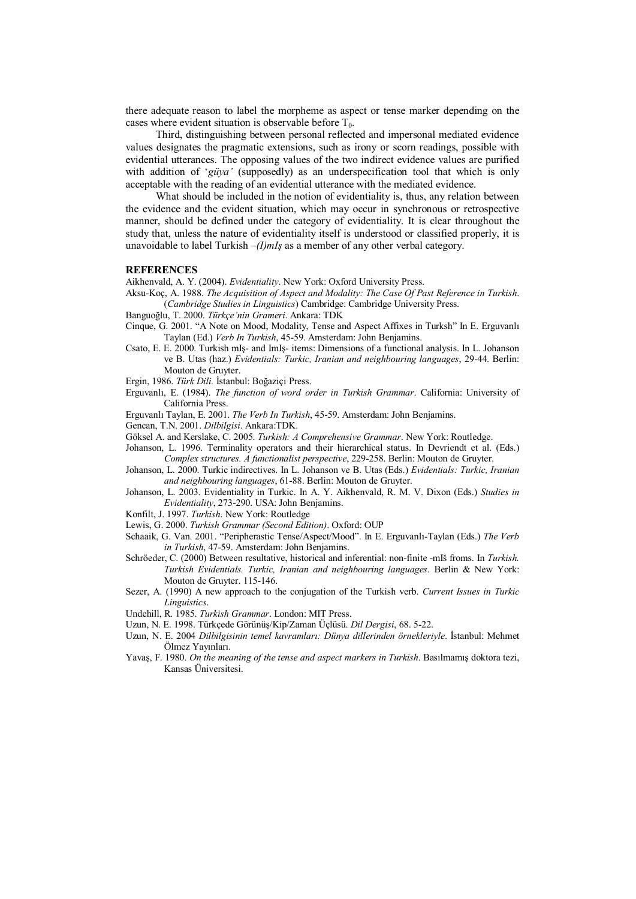there adequate reason to label the morpheme as aspect or tense marker depending on the cases where evident situation is observable before $T_0$.

Third, distinguishing between personal reflected and impersonal mediated evidence values designates the pragmatic extensions, such as irony or scorn readings, possible with evidential utterances. The opposing values of the two indirect evidence values are purified with addition of '*güya'* (supposedly) as an underspecification tool that which is only acceptable with the reading of an evidential utterance with the mediated evidence.

What should be included in the notion of evidentiality is, thus, any relation between the evidence and the evident situation, which may occur in synchronous or retrospective manner, should be defined under the category of evidentiality. It is clear throughout the study that, unless the nature of evidentiality itself is understood or classified properly, it is unavoidable to label Turkish *–(I)mIş* as a member of any other verbal category.

**REFERENCES**

Aikhenvald, A. Y. (2004). *Evidentiality*. New York: Oxford University Press.

Aksu-Koç, A. 1988. *The Acquisition of Aspect and Modality: The Case Of Past Reference in Turkish*. (*Cambridge Studies in Linguistics*) Cambridge: Cambridge University Press.

Banguoğlu, T. 2000. *Türkçe'nin Grameri*. Ankara: TDK

Cinque, G. 2001. "A Note on Mood, Modality, Tense and Aspect Affixes in Turksh" In E. Erguvanlı Taylan (Ed.) *Verb In Turkish*, 45-59. Amsterdam: John Benjamins.

Csato, E. E. 2000. Turkish mIş- and ImIş- items: Dimensions of a functional analysis. In L. Johanson ve B. Utas (haz.) *Evidentials: Turkic, Iranian and neighbouring languages*, 29-44. Berlin: Mouton de Gruyter.

Ergin, 1986. *Türk Dili.* İstanbul: Boğaziçi Press.

Erguvanlı, E. (1984). *The function of word order in Turkish Grammar*. California: University of California Press.

Erguvanlı Taylan, E. 2001. *The Verb In Turkish*, 45-59. Amsterdam: John Benjamins.

Gencan, T.N. 2001. *Dilbilgisi*. Ankara:TDK.

Göksel A. and Kerslake, C. 2005. *Turkish: A Comprehensive Grammar*. New York: Routledge.

Johanson, L. 1996. Terminality operators and their hierarchical status. In Devriendt et al. (Eds.) *Complex structures. A functionalist perspective*, 229-258. Berlin: Mouton de Gruyter.

Johanson, L. 2000. Turkic indirectives. In L. Johanson ve B. Utas (Eds.) *Evidentials: Turkic, Iranian and neighbouring languages*, 61-88. Berlin: Mouton de Gruyter.

Johanson, L. 2003. Evidentiality in Turkic. In A. Y. Aikhenvald, R. M. V. Dixon (Eds.) *Studies in Evidentiality*, 273-290. USA: John Benjamins.

Konfilt, J. 1997. *Turkish*. New York: Routledge

Lewis, G. 2000. *Turkish Grammar (Second Edition)*. Oxford: OUP

Schaaik, G. Van. 2001. "Peripherastic Tense/Aspect/Mood". In E. Erguvanlı-Taylan (Eds.) *The Verb in Turkish*, 47-59. Amsterdam: John Benjamins.

Schröeder, C. (2000) Between resultative, historical and inferential: non-finite -mIš froms. In *Turkish. Turkish Evidentials. Turkic, Iranian and neighbouring languages*. Berlin & New York: Mouton de Gruyter. 115-146.

Sezer, A. (1990) A new approach to the conjugation of the Turkish verb. *Current Issues in Turkic Linguistics*.

Undehill, R. 1985. *Turkish Grammar*. London: MIT Press.

Uzun, N. E. 1998. Türkçede Görünüş/Kip/Zaman Üçlüsü. *Dil Dergisi*, 68. 5-22.

Uzun, N. E. 2004 *Dilbilgisinin temel kavramları: Dünya dillerinden örnekleriyle*. İstanbul: Mehmet Ölmez Yayınları.

Yavaş, F. 1980. *On the meaning of the tense and aspect markers in Turkish*. Basılmamış doktora tezi, Kansas Üniversitesi.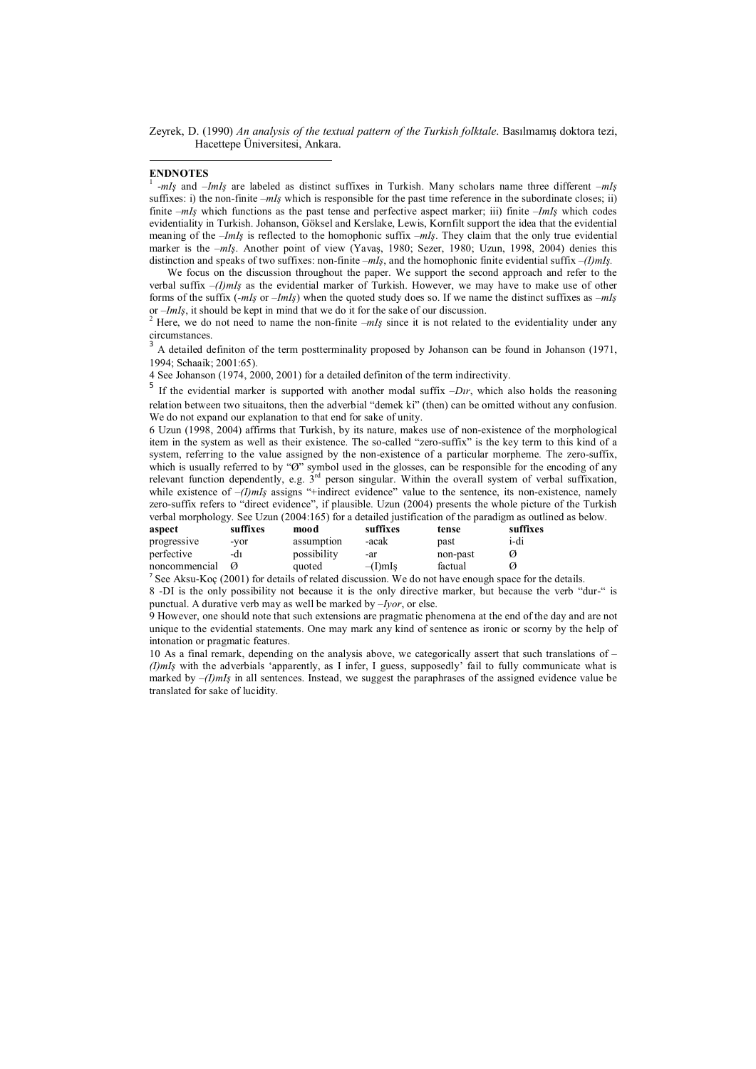Zeyrek, D. (1990) *An analysis of the textual pattern of the Turkish folktale*. Basılmamış doktora tezi, Hacettepe Üniversitesi, Ankara.

---

## ENDNOTES

[1] *-mIş* and *–ImIş* are labeled as distinct suffixes in Turkish. Many scholars name three different *–mIş* suffixes: i) the non-finite *–mIş* which is responsible for the past time reference in the subordinate closes; ii) finite *–mIş* which functions as the past tense and perfective aspect marker; iii) finite *–ImIş* which codes evidentiality in Turkish. Johanson, Göksel and Kerslake, Lewis, Kornfilt support the idea that the evidential meaning of the *–ImIş* is reflected to the homophonic suffix *–mIş*. They claim that the only true evidential marker is the *–mIş*. Another point of view (Yavaş, 1980; Sezer, 1980; Uzun, 1998, 2004) denies this distinction and speaks of two suffixes: non-finite *–mIş*, and the homophonic finite evidential suffix *–(I)mIş.*

We focus on the discussion throughout the paper. We support the second approach and refer to the verbal suffix *–(I)mIş* as the evidential marker of Turkish. However, we may have to make use of other forms of the suffix (*-mIş* or *–ImIş*) when the quoted study does so. If we name the distinct suffixes as *–mIş* or *–ImIş*, it should be kept in mind that we do it for the sake of our discussion.

[2] Here, we do not need to name the non-finite *–mIş* since it is not related to the evidentiality under any circumstances.

[3] A detailed definiton of the term postterminality proposed by Johanson can be found in Johanson (1971, 1994; Schaaik; 2001:65).

4 See Johanson (1974, 2000, 2001) for a detailed definiton of the term indirectivity.

[5] If the evidential marker is supported with another modal suffix *–Dır*, which also holds the reasoning relation between two situaitons, then the adverbial "demek ki" (then) can be omitted without any confusion. We do not expand our explanation to that end for sake of unity.

6 Uzun (1998, 2004) affirms that Turkish, by its nature, makes use of non-existence of the morphological item in the system as well as their existence. The so-called "zero-suffix" is the key term to this kind of a system, referring to the value assigned by the non-existence of a particular morpheme. The zero-suffix, which is usually referred to by "Ø" symbol used in the glosses, can be responsible for the encoding of any relevant function dependently, e.g. 3rd person singular. Within the overall system of verbal suffixation, while existence of *–(I)mIş* assigns "+indirect evidence" value to the sentence, its non-existence, namely zero-suffix refers to "direct evidence", if plausible. Uzun (2004) presents the whole picture of the Turkish verbal morphology. See Uzun (2004:165) for a detailed justification of the paradigm as outlined as below.

| aspect | suffixes | mood | suffixes | tense | suffixes |
|---|---|---|---|---|---|
| progressive | -yor | assumption | -acak | past | i-di |
| perfective | -dı | possibility | -ar | non-past | Ø |
| noncommencial | Ø | quoted | –(I)mIş | factual | Ø |

[7] See Aksu-Koç (2001) for details of related discussion. We do not have enough space for the details.

8 -DI is the only possibility not because it is the only directive marker, but because the verb "dur-" is punctual. A durative verb may as well be marked by *–Iyor*, or else.

9 However, one should note that such extensions are pragmatic phenomena at the end of the day and are not unique to the evidential statements. One may mark any kind of sentence as ironic or scorny by the help of intonation or pragmatic features.

10 As a final remark, depending on the analysis above, we categorically assert that such translations of *–(I)mIş* with the adverbials 'apparently, as I infer, I guess, supposedly' fail to fully communicate what is marked by *–(I)mIş* in all sentences. Instead, we suggest the paraphrases of the assigned evidence value be translated for sake of lucidity.